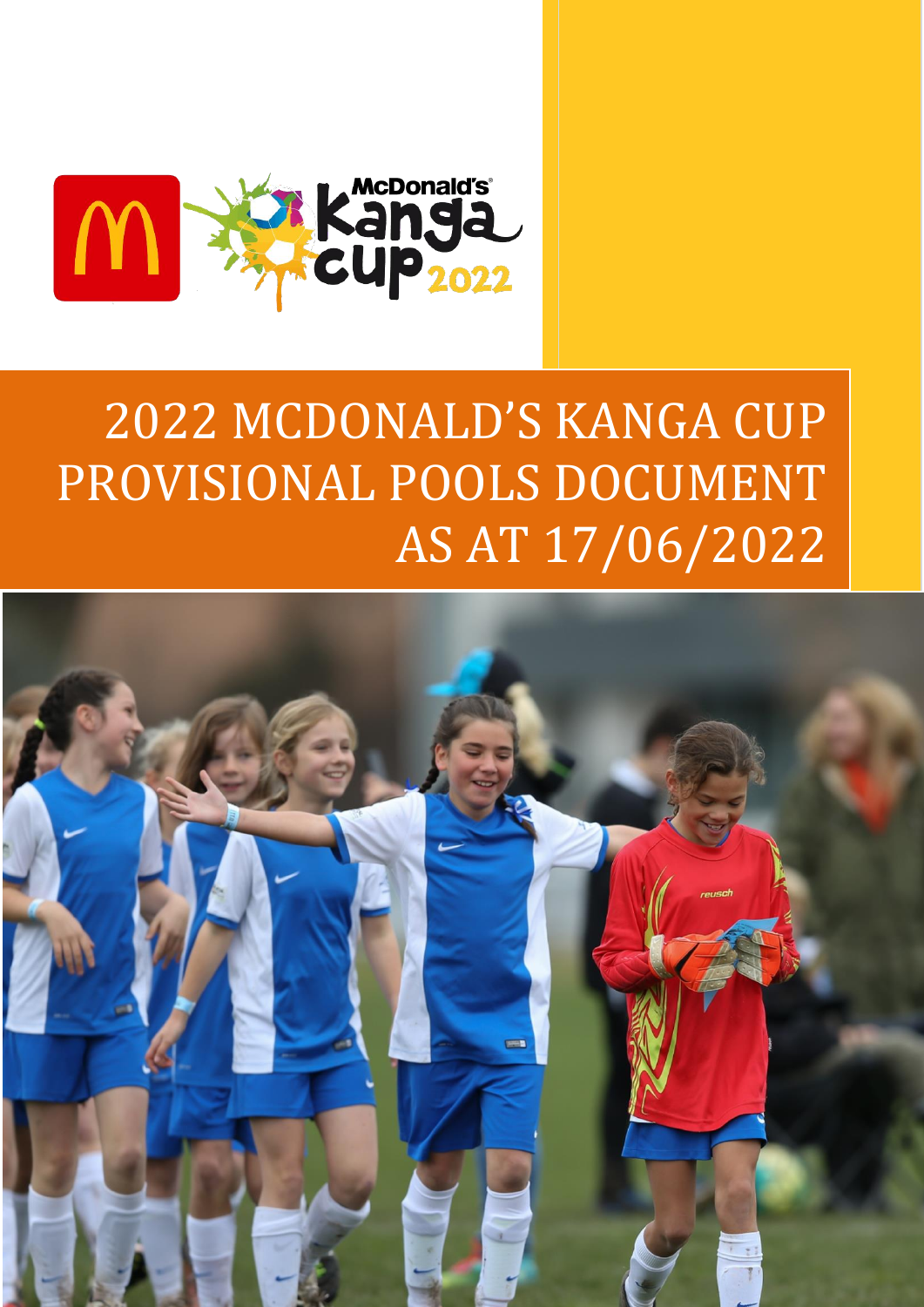# 2022 MCDONALD'S KANGA CUP PROVISIONAL POOLS DOCUMENT AS AT 17/06/2022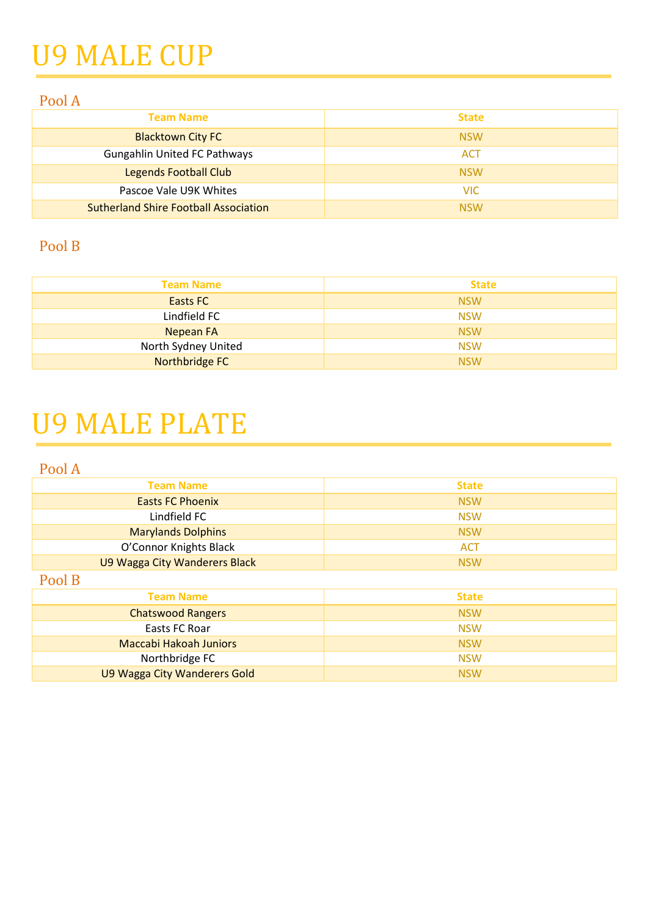# U9 MALE CUP

## Pool A

| Team Name | State |
|---|---|
| Blacktown City FC | NSW |
| Gungahlin United FC Pathways | ACT |
| Legends Football Club | NSW |
| Pascoe Vale U9K Whites | VIC |
| Sutherland Shire Football Association | NSW |

## Pool B

| Team Name | State |
|---|---|
| Easts FC | NSW |
| Lindfield FC | NSW |
| Nepean FA | NSW |
| North Sydney United | NSW |
| Northbridge FC | NSW |

# U9 MALE PLATE

## Pool A

| Team Name | State |
|---|---|
| Easts FC Phoenix | NSW |
| Lindfield FC | NSW |
| Marylands Dolphins | NSW |
| O'Connor Knights Black | ACT |
| U9 Wagga City Wanderers Black | NSW |

## Pool B

| Team Name | State |
|---|---|
| Chatswood Rangers | NSW |
| Easts FC Roar | NSW |
| Maccabi Hakoah Juniors | NSW |
| Northbridge FC | NSW |
| U9 Wagga City Wanderers Gold | NSW |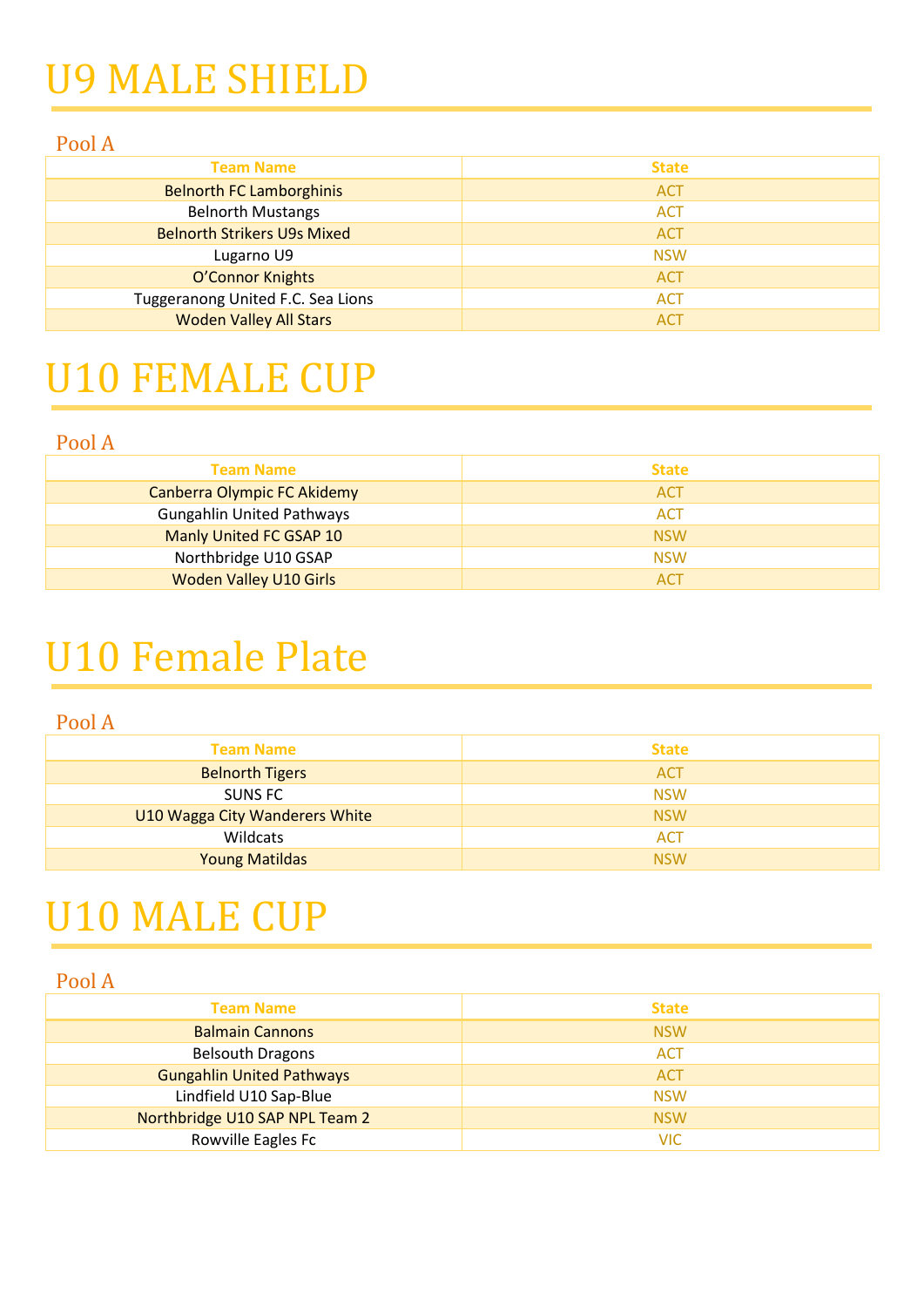# U9 MALE SHIELD

## Pool A

| Team Name | State |
|---|---|
| Belnorth FC Lamborghinis | ACT |
| Belnorth Mustangs | ACT |
| Belnorth Strikers U9s Mixed | ACT |
| Lugarno U9 | NSW |
| O'Connor Knights | ACT |
| Tuggeranong United F.C. Sea Lions | ACT |
| Woden Valley All Stars | ACT |

# U10 FEMALE CUP

## Pool A

| Team Name | State |
|---|---|
| Canberra Olympic FC Akidemy | ACT |
| Gungahlin United Pathways | ACT |
| Manly United FC GSAP 10 | NSW |
| Northbridge U10 GSAP | NSW |
| Woden Valley U10 Girls | ACT |

# U10 Female Plate

## Pool A

| Team Name | State |
|---|---|
| Belnorth Tigers | ACT |
| SUNS FC | NSW |
| U10 Wagga City Wanderers White | NSW |
| Wildcats | ACT |
| Young Matildas | NSW |

# U10 MALE CUP

## Pool A

| Team Name | State |
|---|---|
| Balmain Cannons | NSW |
| Belsouth Dragons | ACT |
| Gungahlin United Pathways | ACT |
| Lindfield U10 Sap-Blue | NSW |
| Northbridge U10 SAP NPL Team 2 | NSW |
| Rowville Eagles Fc | VIC |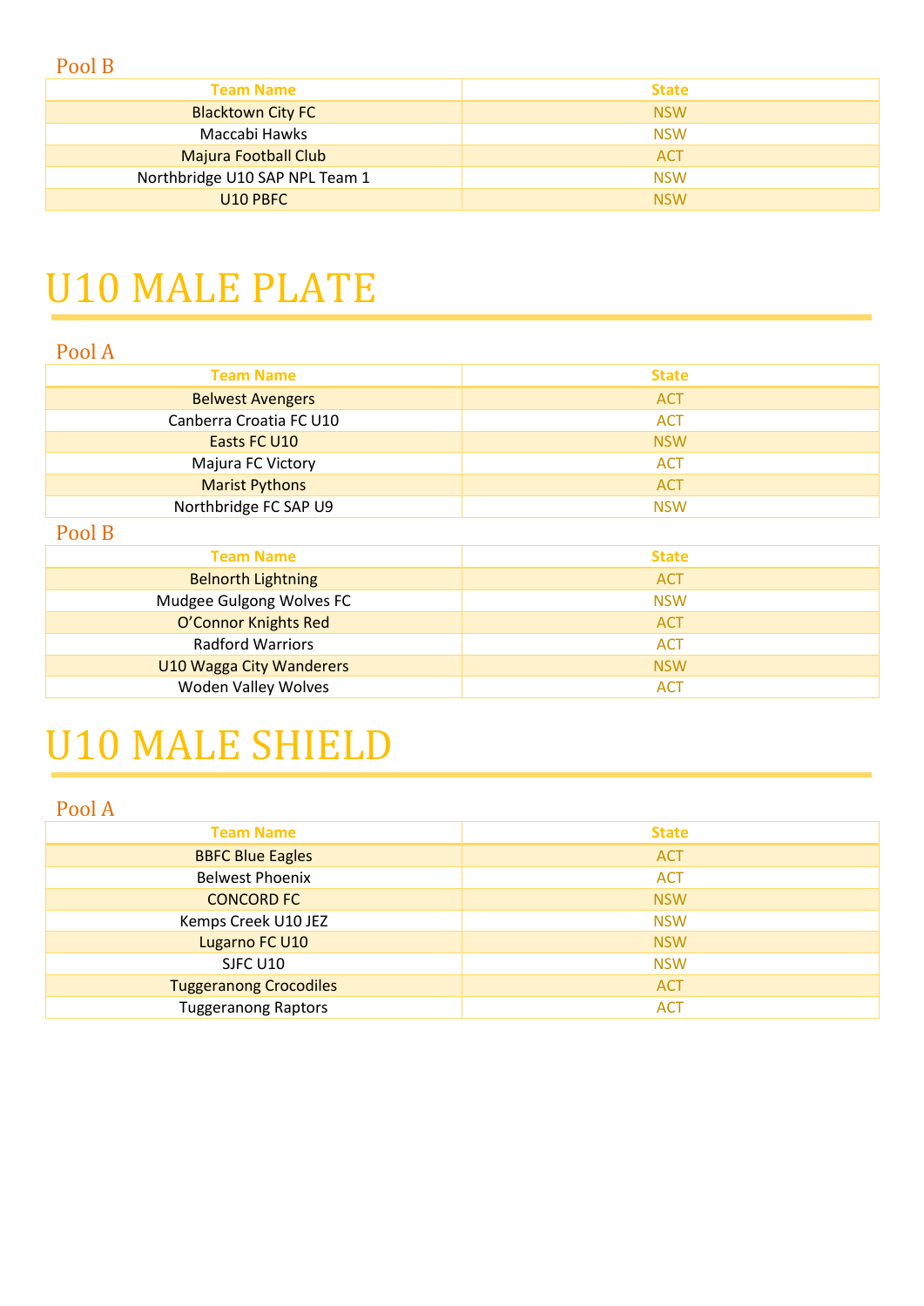### Pool B

| Team Name | State |
|---|---|
| Blacktown City FC | NSW |
| Maccabi Hawks | NSW |
| Majura Football Club | ACT |
| Northbridge U10 SAP NPL Team 1 | NSW |
| U10 PBFC | NSW |

# U10 MALE PLATE

### Pool A

| Team Name | State |
|---|---|
| Belwest Avengers | ACT |
| Canberra Croatia FC U10 | ACT |
| Easts FC U10 | NSW |
| Majura FC Victory | ACT |
| Marist Pythons | ACT |
| Northbridge FC SAP U9 | NSW |

### Pool B

| Team Name | State |
|---|---|
| Belnorth Lightning | ACT |
| Mudgee Gulgong Wolves FC | NSW |
| O'Connor Knights Red | ACT |
| Radford Warriors | ACT |
| U10 Wagga City Wanderers | NSW |
| Woden Valley Wolves | ACT |

# U10 MALE SHIELD

### Pool A

| Team Name | State |
|---|---|
| BBFC Blue Eagles | ACT |
| Belwest Phoenix | ACT |
| CONCORD FC | NSW |
| Kemps Creek U10 JEZ | NSW |
| Lugarno FC U10 | NSW |
| SJFC U10 | NSW |
| Tuggeranong Crocodiles | ACT |
| Tuggeranong Raptors | ACT |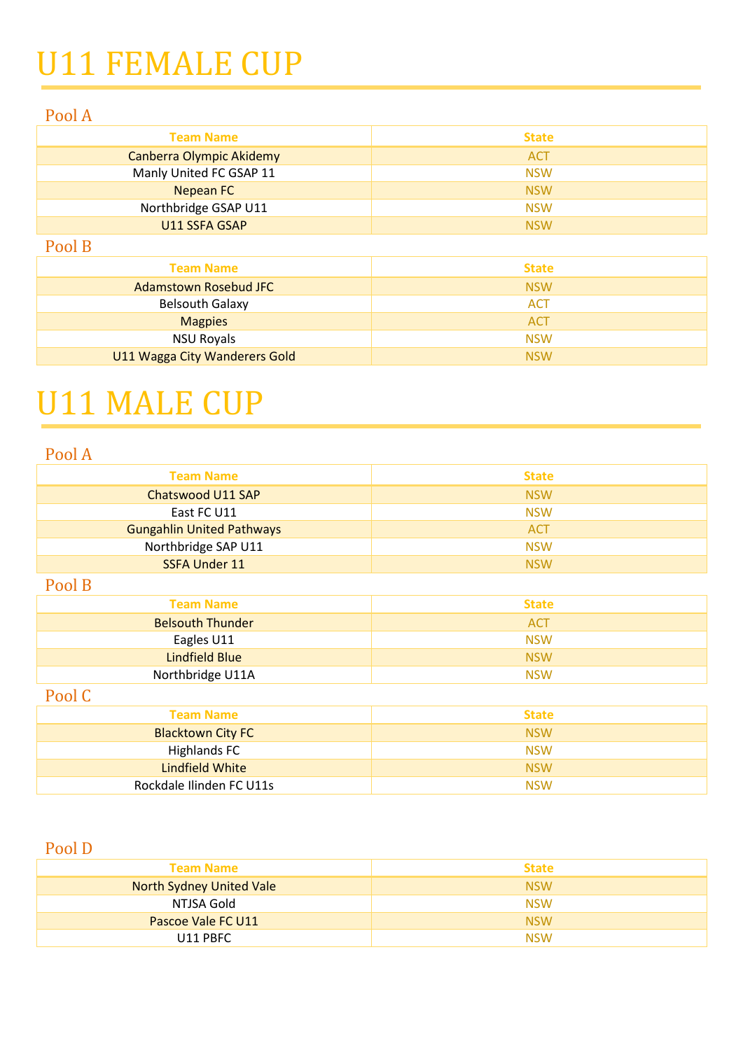# U11 FEMALE CUP

## Pool A

| Team Name | State |
|---|---|
| Canberra Olympic Akidemy | ACT |
| Manly United FC GSAP 11 | NSW |
| Nepean FC | NSW |
| Northbridge GSAP U11 | NSW |
| U11 SSFA GSAP | NSW |

## Pool B

| Team Name | State |
|---|---|
| Adamstown Rosebud JFC | NSW |
| Belsouth Galaxy | ACT |
| Magpies | ACT |
| NSU Royals | NSW |
| U11 Wagga City Wanderers Gold | NSW |

# U11 MALE CUP

## Pool A

| Team Name | State |
|---|---|
| Chatswood U11 SAP | NSW |
| East FC U11 | NSW |
| Gungahlin United Pathways | ACT |
| Northbridge SAP U11 | NSW |
| SSFA Under 11 | NSW |

## Pool B

| Team Name | State |
|---|---|
| Belsouth Thunder | ACT |
| Eagles U11 | NSW |
| Lindfield Blue | NSW |
| Northbridge U11A | NSW |

## Pool C

| Team Name | State |
|---|---|
| Blacktown City FC | NSW |
| Highlands FC | NSW |
| Lindfield White | NSW |
| Rockdale Ilinden FC U11s | NSW |

## Pool D

| Team Name | State |
|---|---|
| North Sydney United Vale | NSW |
| NTJSA Gold | NSW |
| Pascoe Vale FC U11 | NSW |
| U11 PBFC | NSW |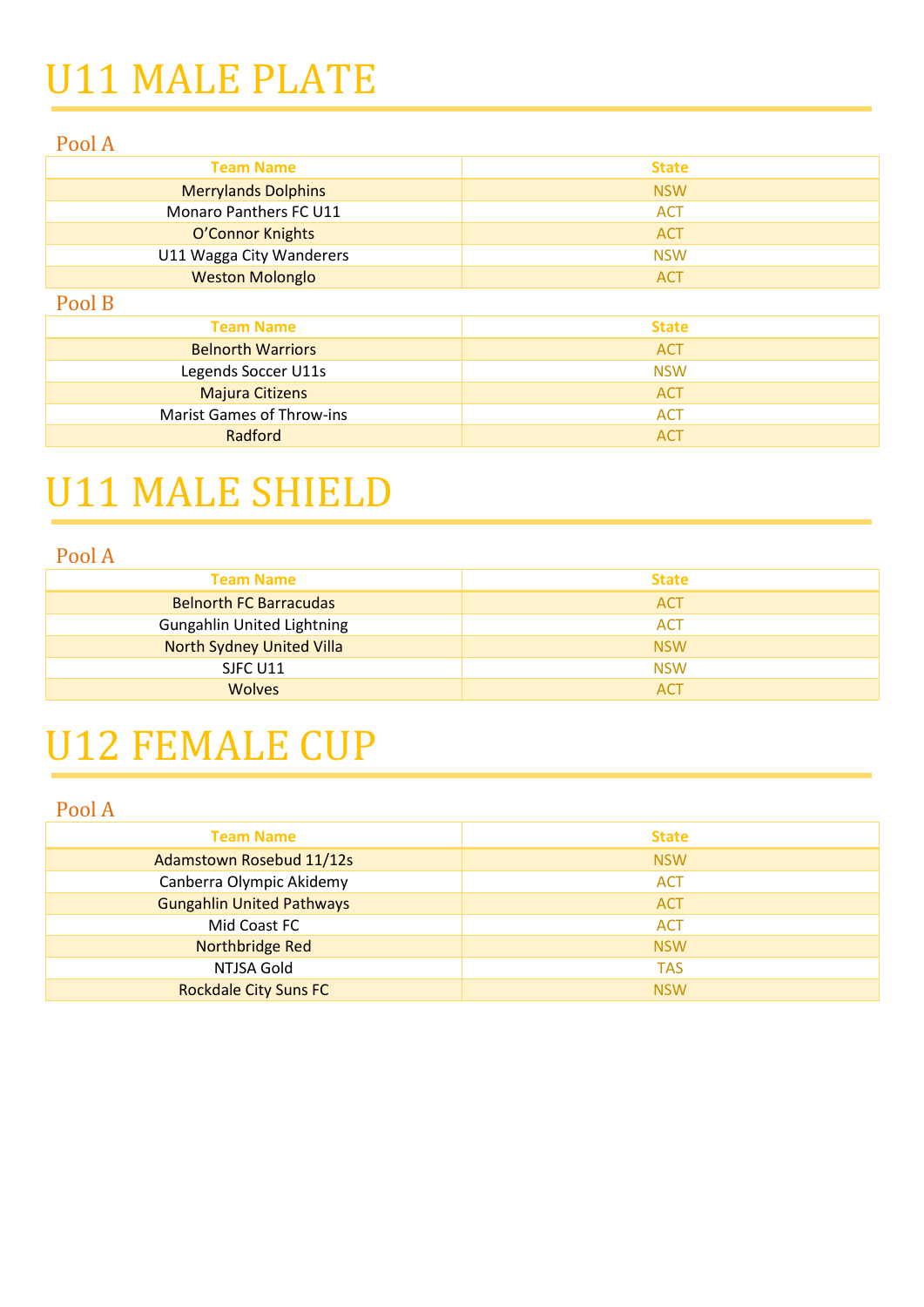# U11 MALE PLATE

## Pool A

| Team Name | State |
|---|---|
| Merrylands Dolphins | NSW |
| Monaro Panthers FC U11 | ACT |
| O'Connor Knights | ACT |
| U11 Wagga City Wanderers | NSW |
| Weston Molonglo | ACT |

## Pool B

| Team Name | State |
|---|---|
| Belnorth Warriors | ACT |
| Legends Soccer U11s | NSW |
| Majura Citizens | ACT |
| Marist Games of Throw-ins | ACT |
| Radford | ACT |

# U11 MALE SHIELD

## Pool A

| Team Name | State |
|---|---|
| Belnorth FC Barracudas | ACT |
| Gungahlin United Lightning | ACT |
| North Sydney United Villa | NSW |
| SJFC U11 | NSW |
| Wolves | ACT |

# U12 FEMALE CUP

## Pool A

| Team Name | State |
|---|---|
| Adamstown Rosebud 11/12s | NSW |
| Canberra Olympic Akidemy | ACT |
| Gungahlin United Pathways | ACT |
| Mid Coast FC | ACT |
| Northbridge Red | NSW |
| NTJSA Gold | TAS |
| Rockdale City Suns FC | NSW |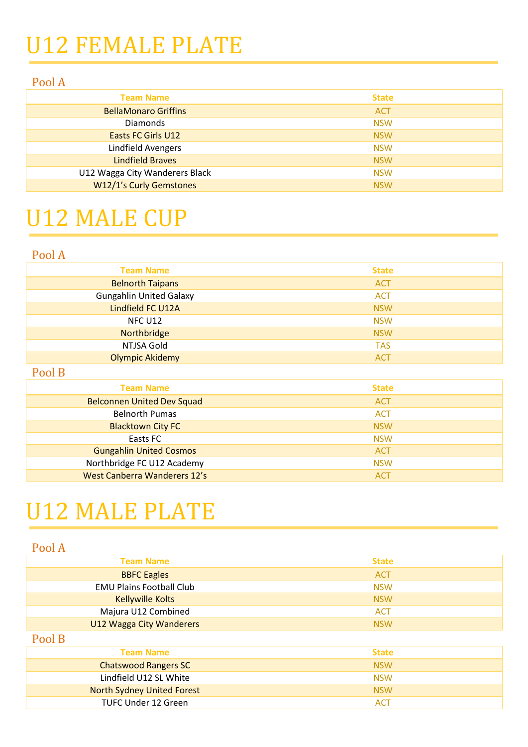# U12 FEMALE PLATE

## Pool A

| Team Name | State |
|---|---|
| BellaMonaro Griffins | ACT |
| Diamonds | NSW |
| Easts FC Girls U12 | NSW |
| Lindfield Avengers | NSW |
| Lindfield Braves | NSW |
| U12 Wagga City Wanderers Black | NSW |
| W12/1's Curly Gemstones | NSW |

# U12 MALE CUP

## Pool A

| Team Name | State |
|---|---|
| Belnorth Taipans | ACT |
| Gungahlin United Galaxy | ACT |
| Lindfield FC U12A | NSW |
| NFC U12 | NSW |
| Northbridge | NSW |
| NTJSA Gold | TAS |
| Olympic Akidemy | ACT |

## Pool B

| Team Name | State |
|---|---|
| Belconnen United Dev Squad | ACT |
| Belnorth Pumas | ACT |
| Blacktown City FC | NSW |
| Easts FC | NSW |
| Gungahlin United Cosmos | ACT |
| Northbridge FC U12 Academy | NSW |
| West Canberra Wanderers 12's | ACT |

# U12 MALE PLATE

## Pool A

| Team Name | State |
|---|---|
| BBFC Eagles | ACT |
| EMU Plains Football Club | NSW |
| Kellywille Kolts | NSW |
| Majura U12 Combined | ACT |
| U12 Wagga City Wanderers | NSW |

## Pool B

| Team Name | State |
|---|---|
| Chatswood Rangers SC | NSW |
| Lindfield U12 SL White | NSW |
| North Sydney United Forest | NSW |
| TUFC Under 12 Green | ACT |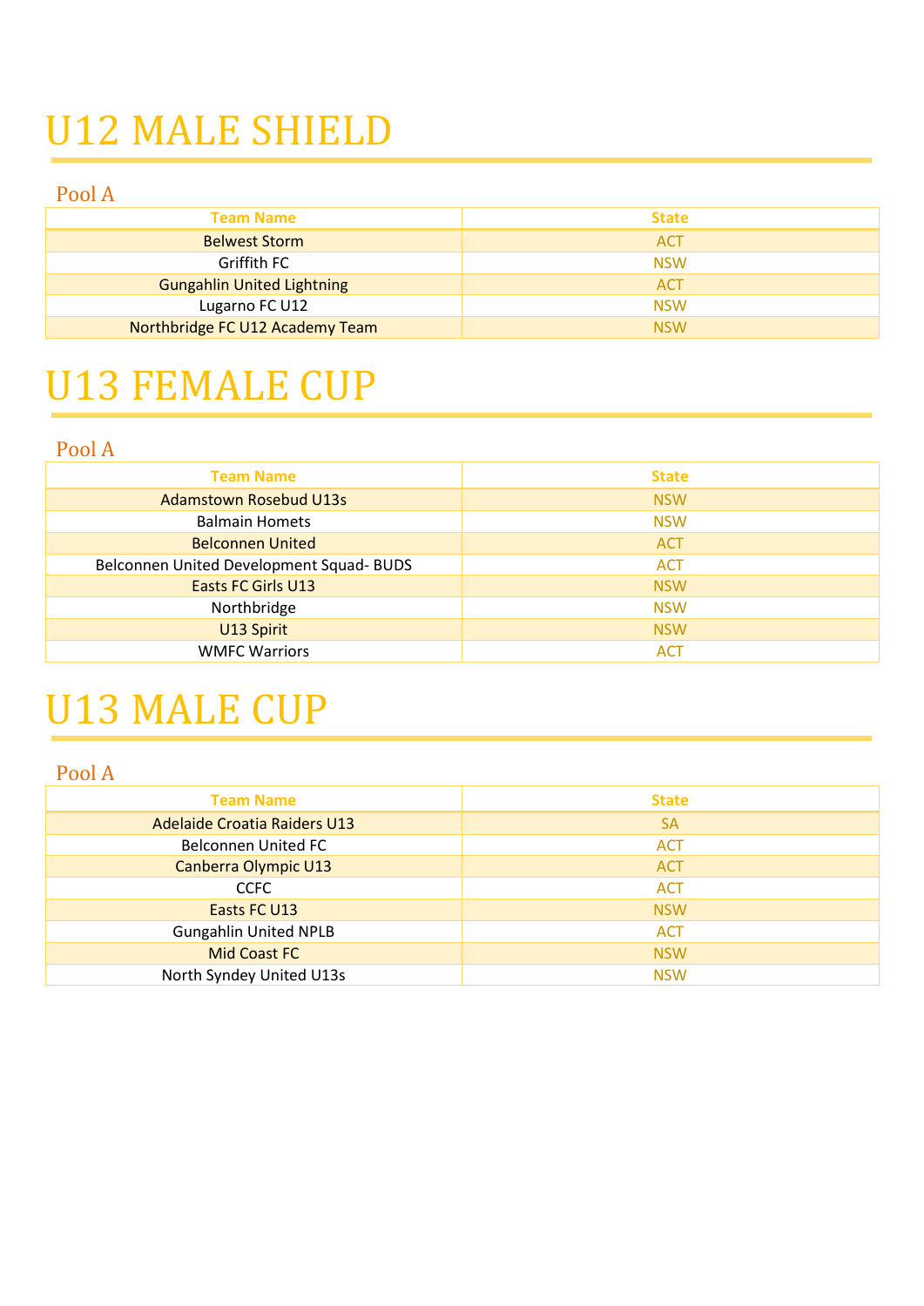# U12 MALE SHIELD

## Pool A

| Team Name | State |
|---|---|
| Belwest Storm | ACT |
| Griffith FC | NSW |
| Gungahlin United Lightning | ACT |
| Lugarno FC U12 | NSW |
| Northbridge FC U12 Academy Team | NSW |

# U13 FEMALE CUP

## Pool A

| Team Name | State |
|---|---|
| Adamstown Rosebud U13s | NSW |
| Balmain Hornets | NSW |
| Belconnen United | ACT |
| Belconnen United Development Squad- BUDS | ACT |
| Easts FC Girls U13 | NSW |
| Northbridge | NSW |
| U13 Spirit | NSW |
| WMFC Warriors | ACT |

# U13 MALE CUP

## Pool A

| Team Name | State |
|---|---|
| Adelaide Croatia Raiders U13 | SA |
| Belconnen United FC | ACT |
| Canberra Olympic U13 | ACT |
| CCFC | ACT |
| Easts FC U13 | NSW |
| Gungahlin United NPLB | ACT |
| Mid Coast FC | NSW |
| North Syndey United U13s | NSW |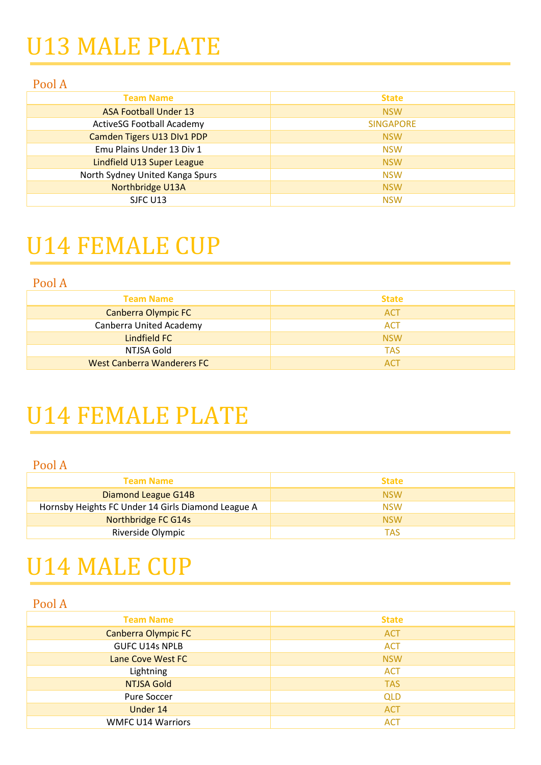# U13 MALE PLATE

## Pool A

| Team Name | State |
|---|---|
| ASA Football Under 13 | NSW |
| ActiveSG Football Academy | SINGAPORE |
| Camden Tigers U13 DIv1 PDP | NSW |
| Emu Plains Under 13 Div 1 | NSW |
| Lindfield U13 Super League | NSW |
| North Sydney United Kanga Spurs | NSW |
| Northbridge U13A | NSW |
| SJFC U13 | NSW |

# U14 FEMALE CUP

## Pool A

| Team Name | State |
|---|---|
| Canberra Olympic FC | ACT |
| Canberra United Academy | ACT |
| Lindfield FC | NSW |
| NTJSA Gold | TAS |
| West Canberra Wanderers FC | ACT |

# U14 FEMALE PLATE

## Pool A

| Team Name | State |
|---|---|
| Diamond League G14B | NSW |
| Hornsby Heights FC Under 14 Girls Diamond League A | NSW |
| Northbridge FC G14s | NSW |
| Riverside Olympic | TAS |

# U14 MALE CUP

## Pool A

| Team Name | State |
|---|---|
| Canberra Olympic FC | ACT |
| GUFC U14s NPLB | ACT |
| Lane Cove West FC | NSW |
| Lightning | ACT |
| NTJSA Gold | TAS |
| Pure Soccer | QLD |
| Under 14 | ACT |
| WMFC U14 Warriors | ACT |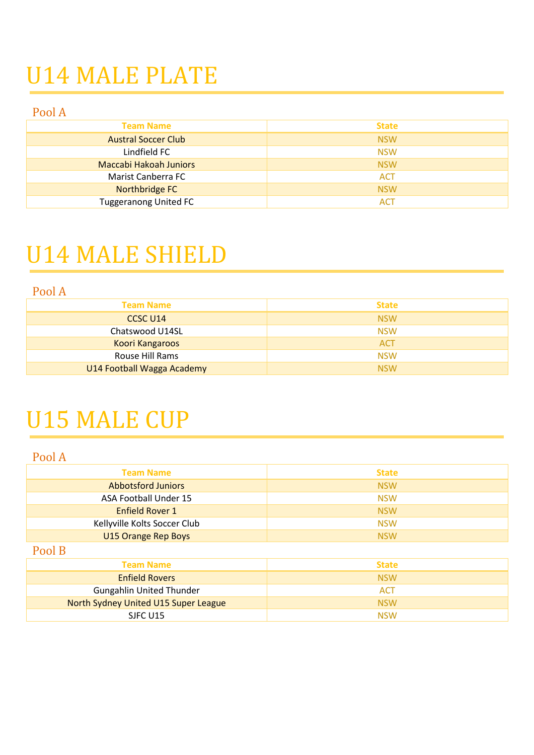# U14 MALE PLATE

## Pool A

| Team Name | State |
| --- | --- |
| Austral Soccer Club | NSW |
| Lindfield FC | NSW |
| Maccabi Hakoah Juniors | NSW |
| Marist Canberra FC | ACT |
| Northbridge FC | NSW |
| Tuggeranong United FC | ACT |

# U14 MALE SHIELD

## Pool A

| Team Name | State |
| --- | --- |
| CCSC U14 | NSW |
| Chatswood U14SL | NSW |
| Koori Kangaroos | ACT |
| Rouse Hill Rams | NSW |
| U14 Football Wagga Academy | NSW |

# U15 MALE CUP

## Pool A

| Team Name | State |
| --- | --- |
| Abbotsford Juniors | NSW |
| ASA Football Under 15 | NSW |
| Enfield Rover 1 | NSW |
| Kellyville Kolts Soccer Club | NSW |
| U15 Orange Rep Boys | NSW |

## Pool B

| Team Name | State |
| --- | --- |
| Enfield Rovers | NSW |
| Gungahlin United Thunder | ACT |
| North Sydney United U15 Super League | NSW |
| SJFC U15 | NSW |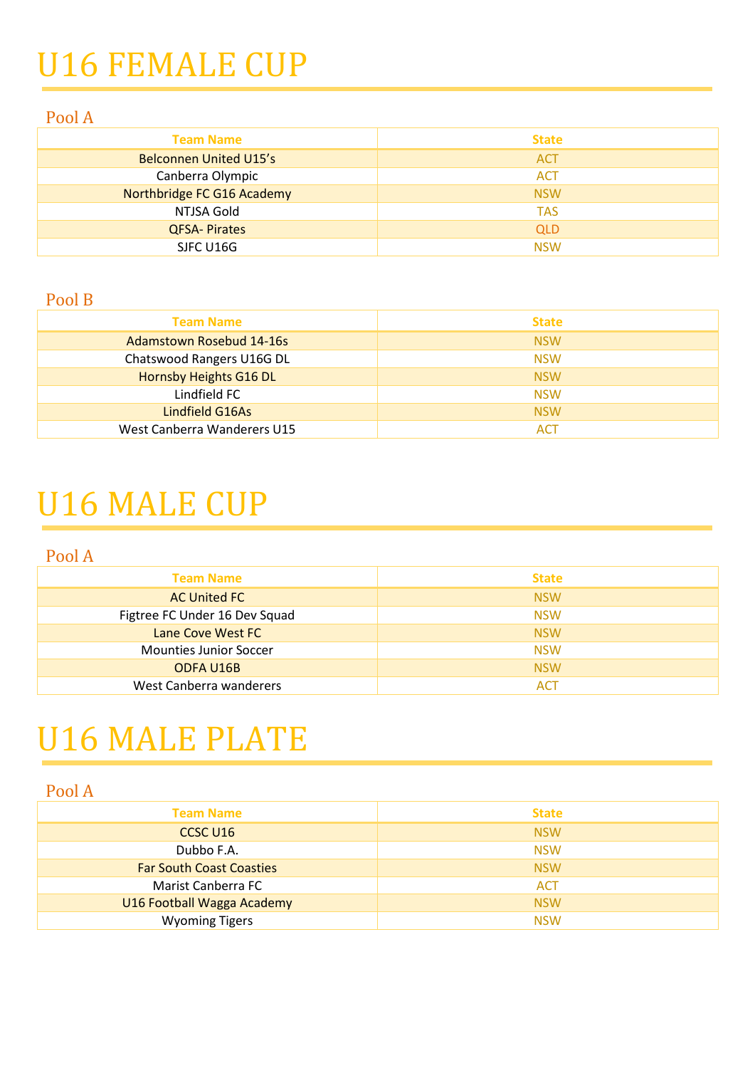# U16 FEMALE CUP

## Pool A

| Team Name | State |
|---|---|
| Belconnen United U15's | ACT |
| Canberra Olympic | ACT |
| Northbridge FC G16 Academy | NSW |
| NTJSA Gold | TAS |
| QFSA- Pirates | QLD |
| SJFC U16G | NSW |

## Pool B

| Team Name | State |
|---|---|
| Adamstown Rosebud 14-16s | NSW |
| Chatswood Rangers U16G DL | NSW |
| Hornsby Heights G16 DL | NSW |
| Lindfield FC | NSW |
| Lindfield G16As | NSW |
| West Canberra Wanderers U15 | ACT |

# U16 MALE CUP

## Pool A

| Team Name | State |
|---|---|
| AC United FC | NSW |
| Figtree FC Under 16 Dev Squad | NSW |
| Lane Cove West FC | NSW |
| Mounties Junior Soccer | NSW |
| ODFA U16B | NSW |
| West Canberra wanderers | ACT |

# U16 MALE PLATE

## Pool A

| Team Name | State |
|---|---|
| CCSC U16 | NSW |
| Dubbo F.A. | NSW |
| Far South Coast Coasties | NSW |
| Marist Canberra FC | ACT |
| U16 Football Wagga Academy | NSW |
| Wyoming Tigers | NSW |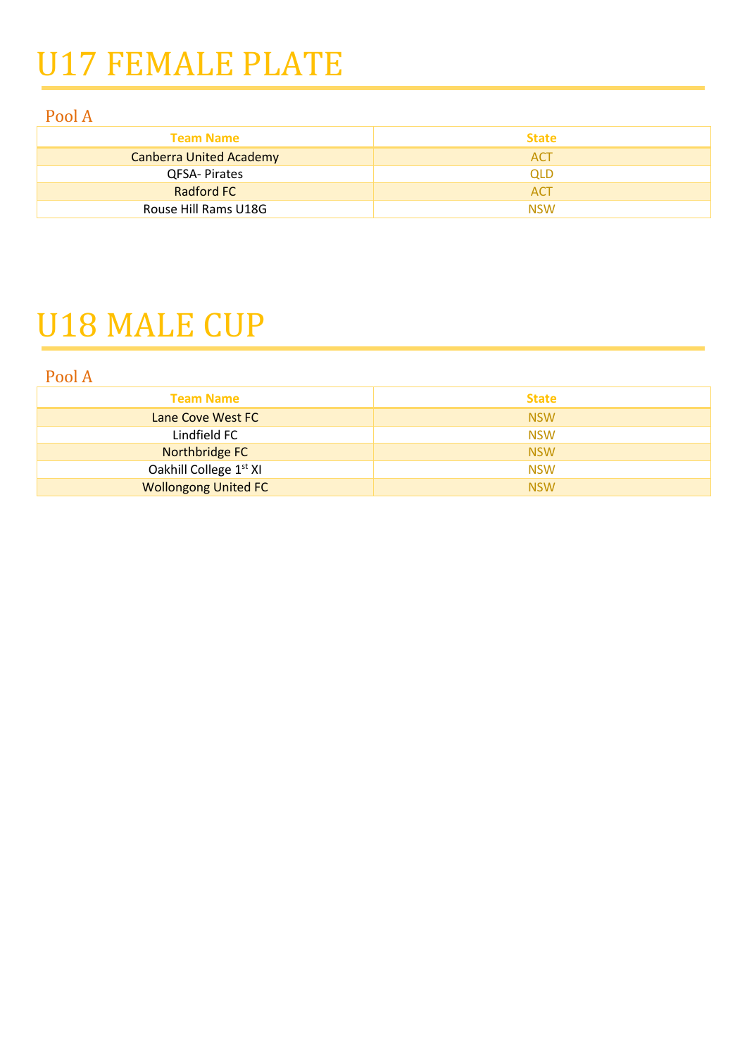# U17 FEMALE PLATE

## Pool A

| Team Name | State |
| --- | --- |
| Canberra United Academy | ACT |
| QFSA- Pirates | QLD |
| Radford FC | ACT |
| Rouse Hill Rams U18G | NSW |

# U18 MALE CUP

## Pool A

| Team Name | State |
| --- | --- |
| Lane Cove West FC | NSW |
| Lindfield FC | NSW |
| Northbridge FC | NSW |
| Oakhill College 1st XI | NSW |
| Wollongong United FC | NSW |